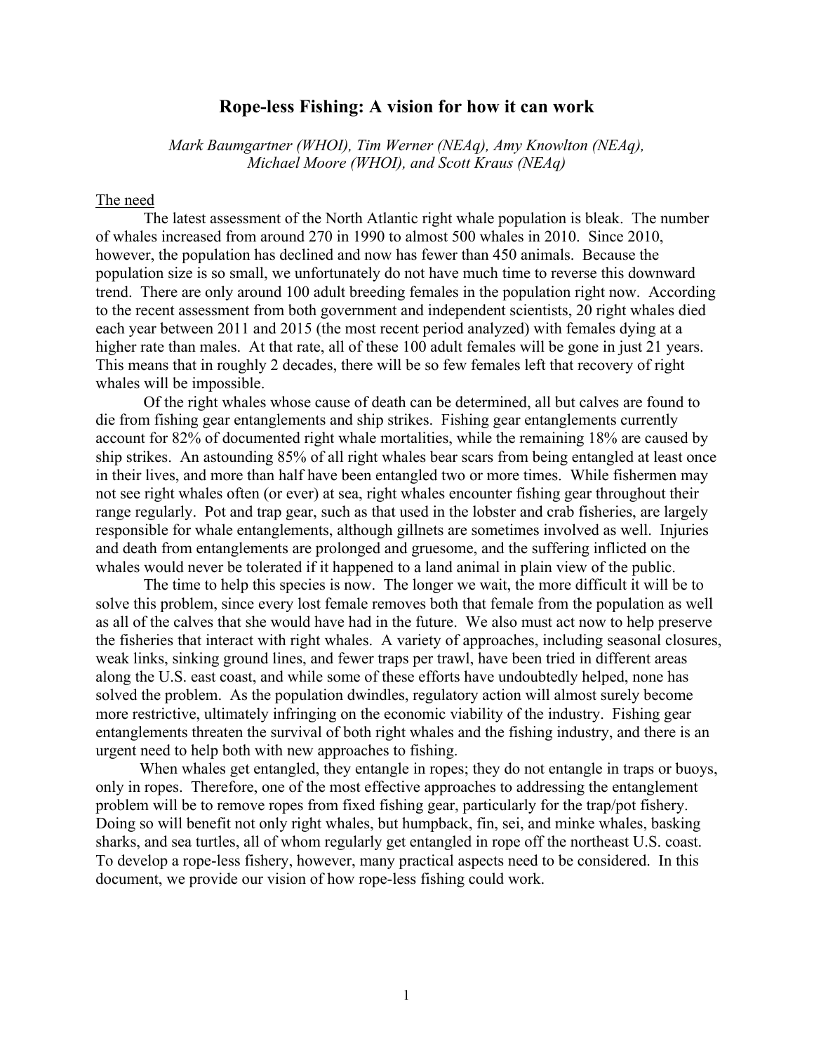# Rope-less Fishing: A vision for how it can work

*Mark Baumgartner (WHOI), Tim Werner (NEAq), Amy Knowlton (NEAq), Michael Moore (WHOI), and Scott Kraus (NEAq)*

## The need

The latest assessment of the North Atlantic right whale population is bleak. The number of whales increased from around 270 in 1990 to almost 500 whales in 2010. Since 2010, however, the population has declined and now has fewer than 450 animals. Because the population size is so small, we unfortunately do not have much time to reverse this downward trend. There are only around 100 adult breeding females in the population right now. According to the recent assessment from both government and independent scientists, 20 right whales died each year between 2011 and 2015 (the most recent period analyzed) with females dying at a higher rate than males. At that rate, all of these 100 adult females will be gone in just 21 years. This means that in roughly 2 decades, there will be so few females left that recovery of right whales will be impossible.

Of the right whales whose cause of death can be determined, all but calves are found to die from fishing gear entanglements and ship strikes. Fishing gear entanglements currently account for 82% of documented right whale mortalities, while the remaining 18% are caused by ship strikes. An astounding 85% of all right whales bear scars from being entangled at least once in their lives, and more than half have been entangled two or more times. While fishermen may not see right whales often (or ever) at sea, right whales encounter fishing gear throughout their range regularly. Pot and trap gear, such as that used in the lobster and crab fisheries, are largely responsible for whale entanglements, although gillnets are sometimes involved as well. Injuries and death from entanglements are prolonged and gruesome, and the suffering inflicted on the whales would never be tolerated if it happened to a land animal in plain view of the public.

The time to help this species is now. The longer we wait, the more difficult it will be to solve this problem, since every lost female removes both that female from the population as well as all of the calves that she would have had in the future. We also must act now to help preserve the fisheries that interact with right whales. A variety of approaches, including seasonal closures, weak links, sinking ground lines, and fewer traps per trawl, have been tried in different areas along the U.S. east coast, and while some of these efforts have undoubtedly helped, none has solved the problem. As the population dwindles, regulatory action will almost surely become more restrictive, ultimately infringing on the economic viability of the industry. Fishing gear entanglements threaten the survival of both right whales and the fishing industry, and there is an urgent need to help both with new approaches to fishing.

When whales get entangled, they entangle in ropes; they do not entangle in traps or buoys, only in ropes. Therefore, one of the most effective approaches to addressing the entanglement problem will be to remove ropes from fixed fishing gear, particularly for the trap/pot fishery. Doing so will benefit not only right whales, but humpback, fin, sei, and minke whales, basking sharks, and sea turtles, all of whom regularly get entangled in rope off the northeast U.S. coast. To develop a rope-less fishery, however, many practical aspects need to be considered. In this document, we provide our vision of how rope-less fishing could work.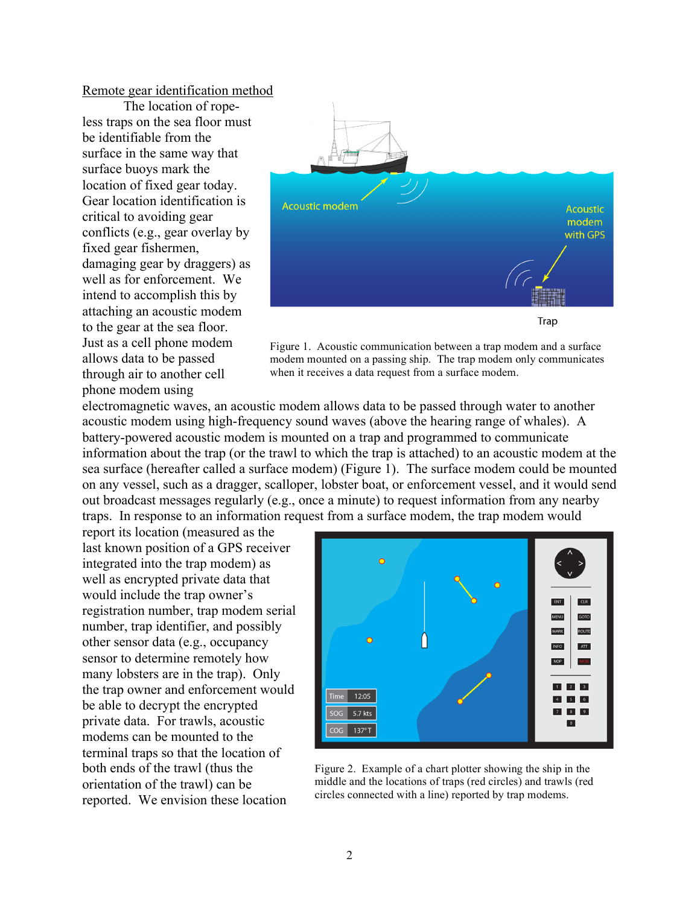Remote gear identification method

The location of rope-less traps on the sea floor must be identifiable from the surface in the same way that surface buoys mark the location of fixed gear today. Gear location identification is critical to avoiding gear conflicts (e.g., gear overlay by fixed gear fishermen, damaging gear by draggers) as well as for enforcement. We intend to accomplish this by attaching an acoustic modem to the gear at the sea floor. Just as a cell phone modem allows data to be passed through air to another cell phone modem using electromagnetic waves, an acoustic modem allows data to be passed through water to another acoustic modem using high-frequency sound waves (above the hearing range of whales). A battery-powered acoustic modem is mounted on a trap and programmed to communicate information about the trap (or the trawl to which the trap is attached) to an acoustic modem at the sea surface (hereafter called a surface modem) (Figure 1). The surface modem could be mounted on any vessel, such as a dragger, scalloper, lobster boat, or enforcement vessel, and it would send out broadcast messages regularly (e.g., once a minute) to request information from any nearby traps. In response to an information request from a surface modem, the trap modem would report its location (measured as the last known position of a GPS receiver integrated into the trap modem) as well as encrypted private data that would include the trap owner's registration number, trap modem serial number, trap identifier, and possibly other sensor data (e.g., occupancy sensor to determine remotely how many lobsters are in the trap). Only the trap owner and enforcement would be able to decrypt the encrypted private data. For trawls, acoustic modems can be mounted to the terminal traps so that the location of both ends of the trawl (thus the orientation of the trawl) can be reported. We envision these location

Figure 1. Acoustic communication between a trap modem and a surface modem mounted on a passing ship. The trap modem only communicates when it receives a data request from a surface modem.

Figure 2. Example of a chart plotter showing the ship in the middle and the locations of traps (red circles) and trawls (red circles connected with a line) reported by trap modems.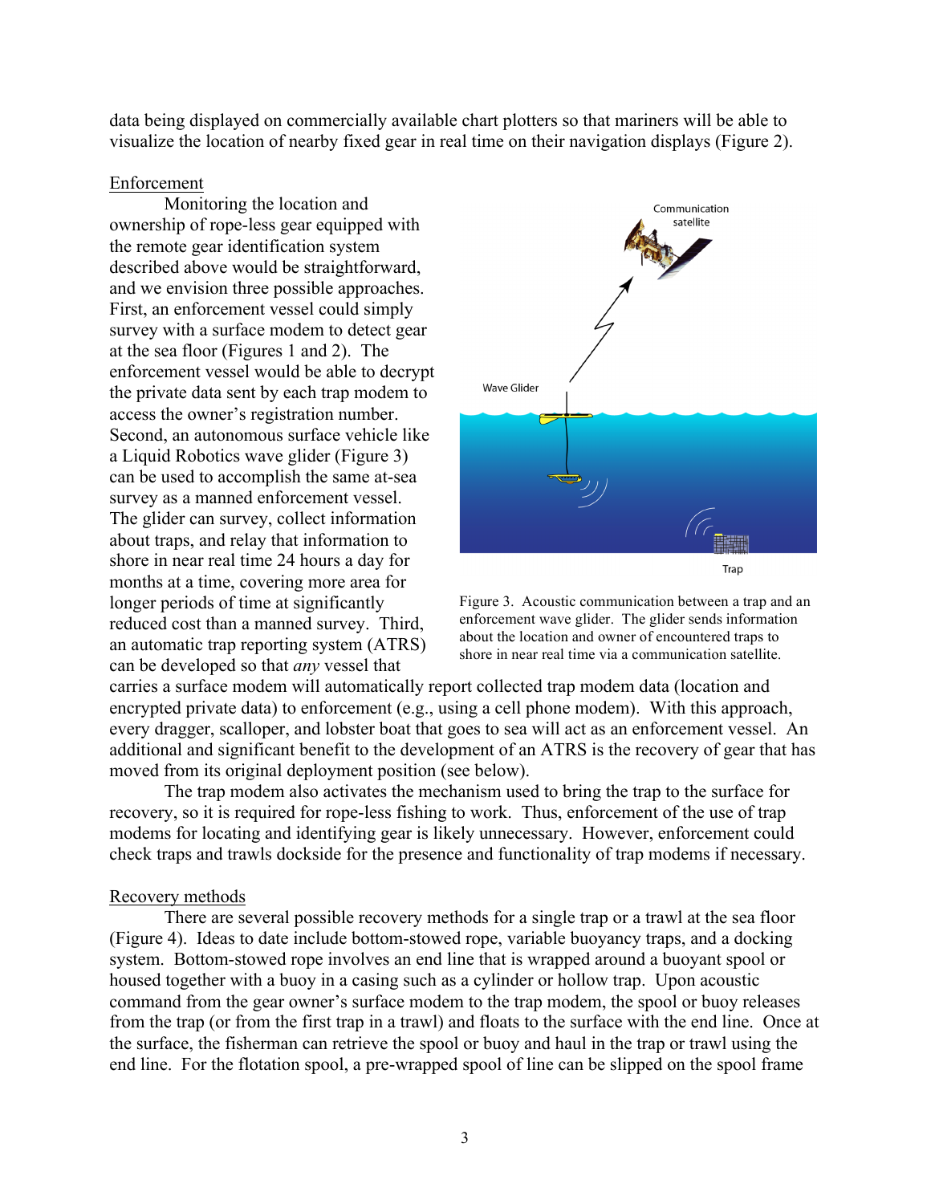data being displayed on commercially available chart plotters so that mariners will be able to visualize the location of nearby fixed gear in real time on their navigation displays (Figure 2).

Enforcement

Monitoring the location and ownership of rope-less gear equipped with the remote gear identification system described above would be straightforward, and we envision three possible approaches. First, an enforcement vessel could simply survey with a surface modem to detect gear at the sea floor (Figures 1 and 2). The enforcement vessel would be able to decrypt the private data sent by each trap modem to access the owner's registration number. Second, an autonomous surface vehicle like a Liquid Robotics wave glider (Figure 3) can be used to accomplish the same at-sea survey as a manned enforcement vessel. The glider can survey, collect information about traps, and relay that information to shore in near real time 24 hours a day for months at a time, covering more area for longer periods of time at significantly reduced cost than a manned survey. Third, an automatic trap reporting system (ATRS) can be developed so that *any* vessel that carries a surface modem will automatically report collected trap modem data (location and encrypted private data) to enforcement (e.g., using a cell phone modem). With this approach, every dragger, scalloper, and lobster boat that goes to sea will act as an enforcement vessel. An additional and significant benefit to the development of an ATRS is the recovery of gear that has moved from its original deployment position (see below).

Figure 3. Acoustic communication between a trap and an enforcement wave glider. The glider sends information about the location and owner of encountered traps to shore in near real time via a communication satellite.

The trap modem also activates the mechanism used to bring the trap to the surface for recovery, so it is required for rope-less fishing to work. Thus, enforcement of the use of trap modems for locating and identifying gear is likely unnecessary. However, enforcement could check traps and trawls dockside for the presence and functionality of trap modems if necessary.

Recovery methods

There are several possible recovery methods for a single trap or a trawl at the sea floor (Figure 4). Ideas to date include bottom-stowed rope, variable buoyancy traps, and a docking system. Bottom-stowed rope involves an end line that is wrapped around a buoyant spool or housed together with a buoy in a casing such as a cylinder or hollow trap. Upon acoustic command from the gear owner's surface modem to the trap modem, the spool or buoy releases from the trap (or from the first trap in a trawl) and floats to the surface with the end line. Once at the surface, the fisherman can retrieve the spool or buoy and haul in the trap or trawl using the end line. For the flotation spool, a pre-wrapped spool of line can be slipped on the spool frame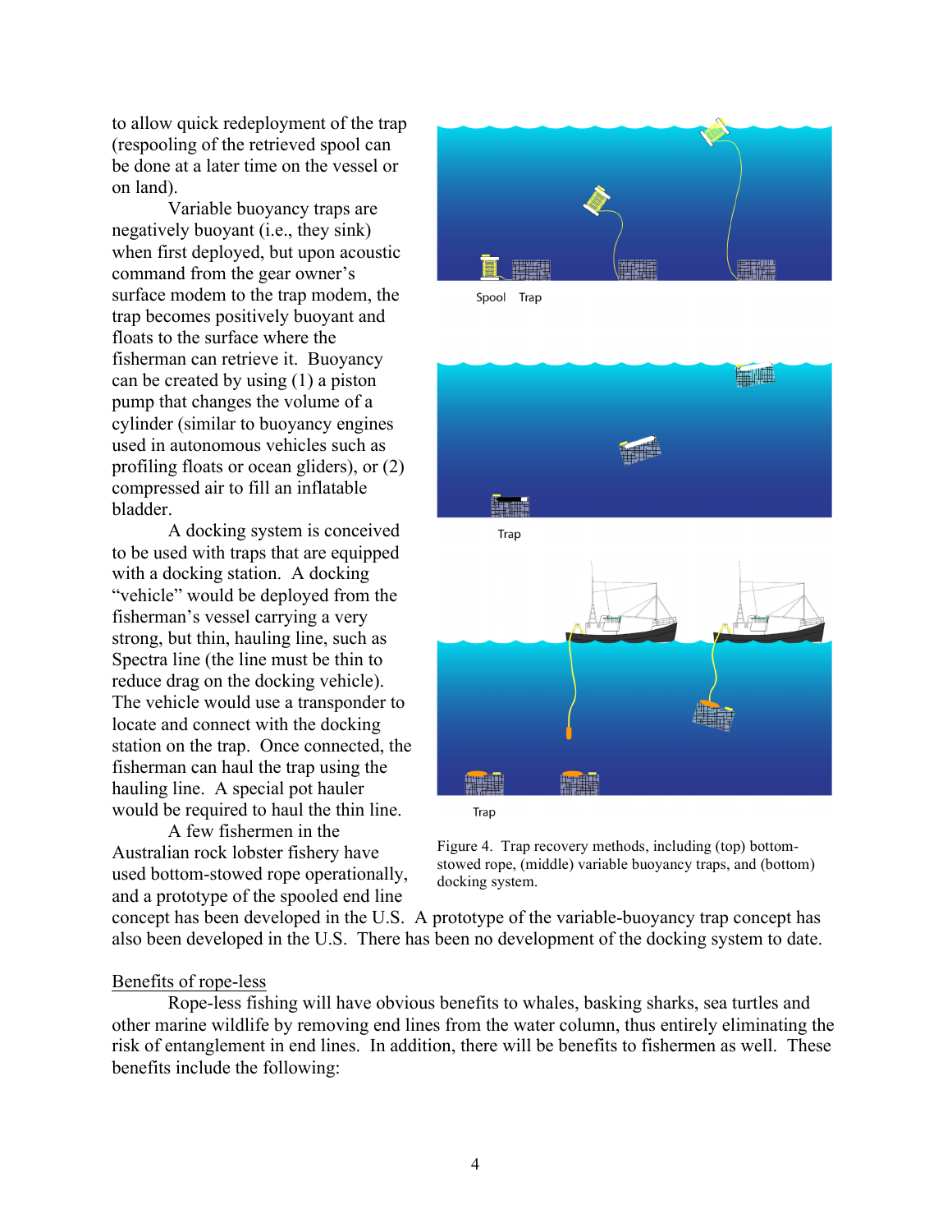to allow quick redeployment of the trap (respooling of the retrieved spool can be done at a later time on the vessel or on land).

Variable buoyancy traps are negatively buoyant (i.e., they sink) when first deployed, but upon acoustic command from the gear owner's surface modem to the trap modem, the trap becomes positively buoyant and floats to the surface where the fisherman can retrieve it. Buoyancy can be created by using (1) a piston pump that changes the volume of a cylinder (similar to buoyancy engines used in autonomous vehicles such as profiling floats or ocean gliders), or (2) compressed air to fill an inflatable bladder.

A docking system is conceived to be used with traps that are equipped with a docking station. A docking "vehicle" would be deployed from the fisherman's vessel carrying a very strong, but thin, hauling line, such as Spectra line (the line must be thin to reduce drag on the docking vehicle). The vehicle would use a transponder to locate and connect with the docking station on the trap. Once connected, the fisherman can haul the trap using the hauling line. A special pot hauler would be required to haul the thin line.

A few fishermen in the Australian rock lobster fishery have used bottom-stowed rope operationally, and a prototype of the spooled end line concept has been developed in the U.S. A prototype of the variable-buoyancy trap concept has also been developed in the U.S. There has been no development of the docking system to date.

Figure 4. Trap recovery methods, including (top) bottom-stowed rope, (middle) variable buoyancy traps, and (bottom) docking system.

## Benefits of rope-less

Rope-less fishing will have obvious benefits to whales, basking sharks, sea turtles and other marine wildlife by removing end lines from the water column, thus entirely eliminating the risk of entanglement in end lines. In addition, there will be benefits to fishermen as well. These benefits include the following: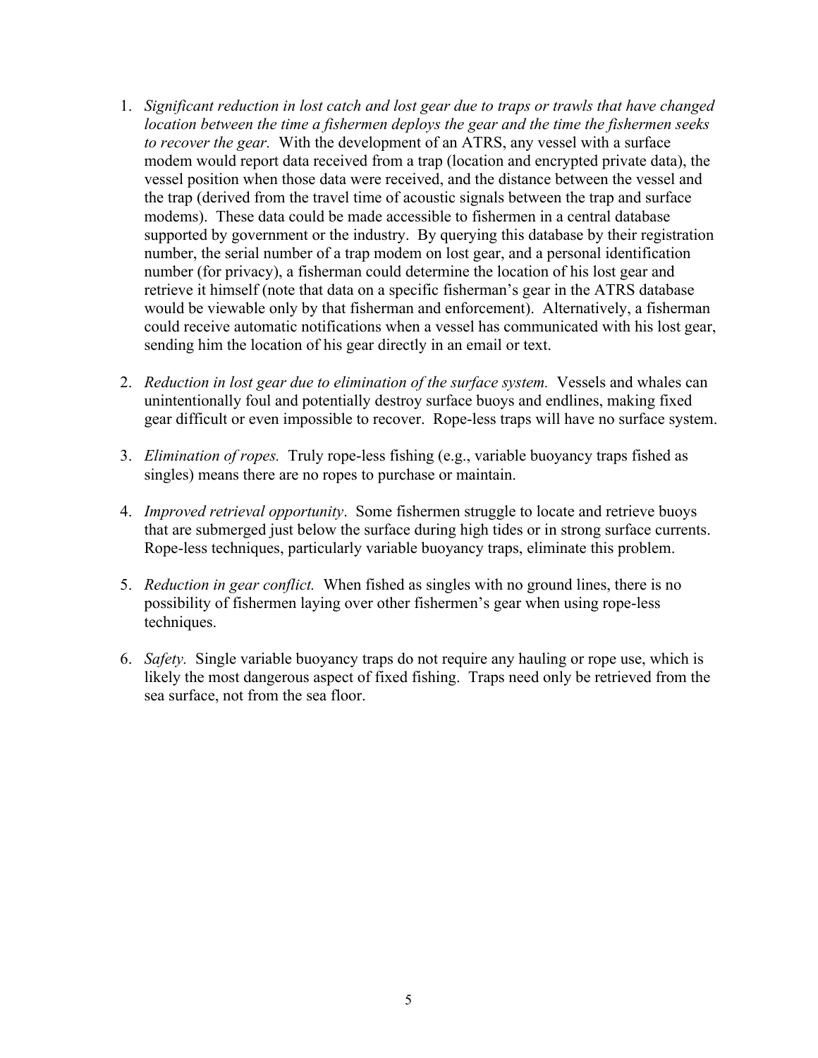1. *Significant reduction in lost catch and lost gear due to traps or trawls that have changed location between the time a fishermen deploys the gear and the time the fishermen seeks to recover the gear.* With the development of an ATRS, any vessel with a surface modem would report data received from a trap (location and encrypted private data), the vessel position when those data were received, and the distance between the vessel and the trap (derived from the travel time of acoustic signals between the trap and surface modems). These data could be made accessible to fishermen in a central database supported by government or the industry. By querying this database by their registration number, the serial number of a trap modem on lost gear, and a personal identification number (for privacy), a fisherman could determine the location of his lost gear and retrieve it himself (note that data on a specific fisherman's gear in the ATRS database would be viewable only by that fisherman and enforcement). Alternatively, a fisherman could receive automatic notifications when a vessel has communicated with his lost gear, sending him the location of his gear directly in an email or text.

2. *Reduction in lost gear due to elimination of the surface system.* Vessels and whales can unintentionally foul and potentially destroy surface buoys and endlines, making fixed gear difficult or even impossible to recover. Rope-less traps will have no surface system.

3. *Elimination of ropes.* Truly rope-less fishing (e.g., variable buoyancy traps fished as singles) means there are no ropes to purchase or maintain.

4. *Improved retrieval opportunity*. Some fishermen struggle to locate and retrieve buoys that are submerged just below the surface during high tides or in strong surface currents. Rope-less techniques, particularly variable buoyancy traps, eliminate this problem.

5. *Reduction in gear conflict.* When fished as singles with no ground lines, there is no possibility of fishermen laying over other fishermen's gear when using rope-less techniques.

6. *Safety.* Single variable buoyancy traps do not require any hauling or rope use, which is likely the most dangerous aspect of fixed fishing. Traps need only be retrieved from the sea surface, not from the sea floor.